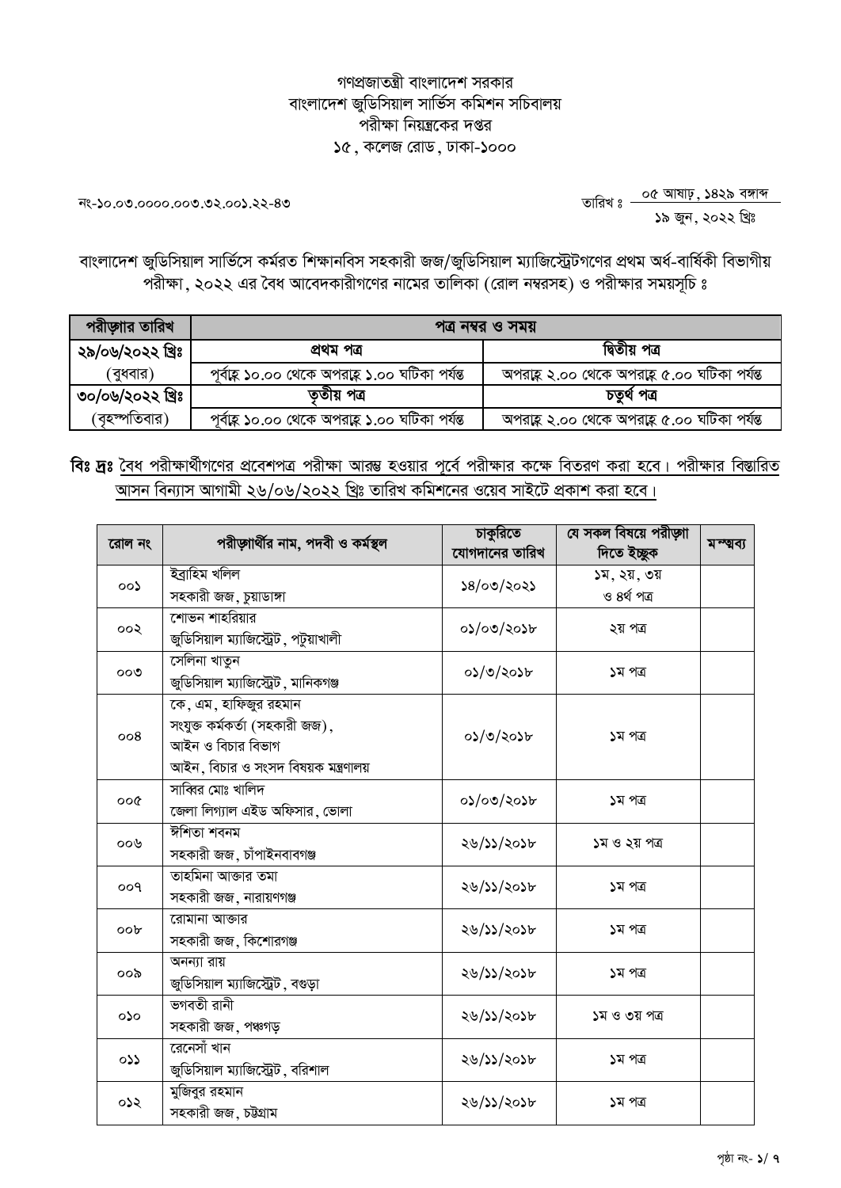গণপ্রজাতন্ত্রী বাংলাদেশ সরকার
বাংলাদেশ জুডিসিয়াল সার্ভিস কমিশন সচিবালয়
পরীক্ষা নিয়ন্ত্রকের দপ্তর
১৫, কলেজ রোড, ঢাকা-১০০০

নং-১০.০৩.০০০০.০০৩.৩২.০০১.২২-৪৩

তারিখ ঃ ০৫ আষাঢ়, ১৪২৯ বঙ্গাব্দ
১৯ জুন, ২০২২ খ্রিঃ

বাংলাদেশ জুডিসিয়াল সার্ভিসে কর্মরত শিক্ষানবিস সহকারী জজ/জুডিসিয়াল ম্যাজিস্ট্রেটগণের প্রথম অর্ধ-বার্ষিকী বিভাগীয় পরীক্ষা, ২০২২ এর বৈধ আবেদনকারীগণের নামের তালিকা (রোল নম্বরসহ) ও পরীক্ষার সময়সূচি ঃ

| পরীক্ষার তারিখ | পত্র নম্বর ও সময় | |
|---|---|---|
| ২৯/০৬/২০২২ খ্রিঃ (বুধবার) | প্রথম পত্র<br>পূর্বাহ্ণ ১০.০০ থেকে অপরাহ্ণ ১.০০ ঘটিকা পর্যন্ত | দ্বিতীয় পত্র<br>অপরাহ্ণ ২.০০ থেকে অপরাহ্ণ ৫.০০ ঘটিকা পর্যন্ত |
| ৩০/০৬/২০২২ খ্রিঃ (বৃহস্পতিবার) | তৃতীয় পত্র<br>পূর্বাহ্ণ ১০.০০ থেকে অপরাহ্ণ ১.০০ ঘটিকা পর্যন্ত | চতুর্থ পত্র<br>অপরাহ্ণ ২.০০ থেকে অপরাহ্ণ ৫.০০ ঘটিকা পর্যন্ত |

**বিঃ দ্রঃ** বৈধ পরীক্ষার্থীগণের প্রবেশপত্র পরীক্ষা আরম্ভ হওয়ার পূর্বে পরীক্ষার কক্ষে বিতরণ করা হবে। পরীক্ষার বিস্তারিত আসন বিন্যাস আগামী ২৬/০৬/২০২২ খ্রিঃ তারিখ কমিশনের ওয়েব সাইটে প্রকাশ করা হবে।

| রোল নং | পরীক্ষার্থীর নাম, পদবী ও কর্মস্থল | চাকুরিতে যোগদানের তারিখ | যে সকল বিষয়ে পরীক্ষা দিতে ইচ্ছুক | মন্তব্য |
|---|---|---|---|---|
| ০০১ | ইব্রাহিম খলিল<br>সহকারী জজ, চুয়াডাঙ্গা | ১৪/০৩/২০২১ | ১ম, ২য়, ৩য় ও ৪র্থ পত্র | |
| ০০২ | শোভন শাহরিয়ার<br>জুডিসিয়াল ম্যাজিস্ট্রেট, পটুয়াখালী | ০১/০৩/২০১৮ | ২য় পত্র | |
| ০০৩ | সেলিনা খাতুন<br>জুডিসিয়াল ম্যাজিস্ট্রেট, মানিকগঞ্জ | ০১/৩/২০১৮ | ১ম পত্র | |
| ০০৪ | কে, এম, হাফিজুর রহমান<br>সংযুক্ত কর্মকর্তা (সহকারী জজ),<br>আইন ও বিচার বিভাগ<br>আইন, বিচার ও সংসদ বিষয়ক মন্ত্রণালয় | ০১/৩/২০১৮ | ১ম পত্র | |
| ০০৫ | সাব্বির মোঃ খালিদ<br>জেলা লিগ্যাল এইড অফিসার, ভোলা | ০১/০৩/২০১৮ | ১ম পত্র | |
| ০০৬ | ঈশিতা শবনম<br>সহকারী জজ, চাঁপাইনবাবগঞ্জ | ২৬/১১/২০১৮ | ১ম ও ২য় পত্র | |
| ০০৭ | তাহমিনা আক্তার তমা<br>সহকারী জজ, নারায়ণগঞ্জ | ২৬/১১/২০১৮ | ১ম পত্র | |
| ০০৮ | রোমানা আক্তার<br>সহকারী জজ, কিশোরগঞ্জ | ২৬/১১/২০১৮ | ১ম পত্র | |
| ০০৯ | অনন্যা রায়<br>জুডিসিয়াল ম্যাজিস্ট্রেট, বগুড়া | ২৬/১১/২০১৮ | ১ম পত্র | |
| ০১০ | ভগবতী রানী<br>সহকারী জজ, পঞ্চগড় | ২৬/১১/২০১৮ | ১ম ও ৩য় পত্র | |
| ০১১ | রেনেসাঁ খান<br>জুডিসিয়াল ম্যাজিস্ট্রেট, বরিশাল | ২৬/১১/২০১৮ | ১ম পত্র | |
| ০১২ | মুজিবুর রহমান<br>সহকারী জজ, চট্টগ্রাম | ২৬/১১/২০১৮ | ১ম পত্র | |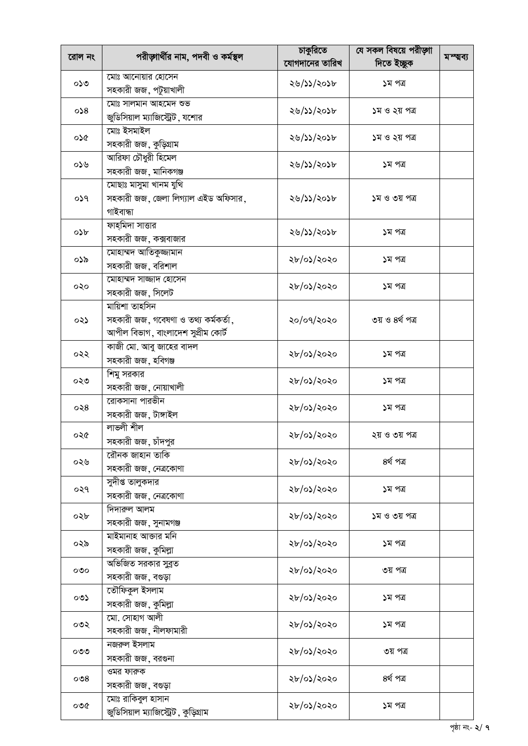| রোল নং | পরীক্ষার্থীর নাম, পদবী ও কর্মস্থল | চাকুরিতে যোগদানের তারিখ | যে সকল বিষয়ে পরীক্ষা দিতে ইচ্ছুক | মন্তব্য |
|---|---|---|---|---|
| ০১৩ | মোঃ আনোয়ার হোসেন<br>সহকারী জজ, পটুয়াখালী | ২৬/১১/২০১৮ | ১ম পত্র | |
| ০১৪ | মোঃ সালমান আহমেদ শুভ<br>জুডিসিয়াল ম্যাজিস্ট্রেট, যশোর | ২৬/১১/২০১৮ | ১ম ও ২য় পত্র | |
| ০১৫ | মোঃ ইসমাইল<br>সহকারী জজ, কুড়িগ্রাম | ২৬/১১/২০১৮ | ১ম ও ২য় পত্র | |
| ০১৬ | আরিফা চৌধুরী হিমেল<br>সহকারী জজ, মানিকগঞ্জ | ২৬/১১/২০১৮ | ১ম পত্র | |
| ০১৭ | মোছাঃ মাসুমা খানম যুথি<br>সহকারী জজ, জেলা লিগ্যাল এইড অফিসার, গাইবান্ধা | ২৬/১১/২০১৮ | ১ম ও ৩য় পত্র | |
| ০১৮ | ফাহমিদা সাত্তার<br>সহকারী জজ, কক্সবাজার | ২৬/১১/২০১৮ | ১ম পত্র | |
| ০১৯ | মোহাম্মদ আতিকুজ্জামান<br>সহকারী জজ, বরিশাল | ২৮/০১/২০২০ | ১ম পত্র | |
| ০২০ | মোহাম্মদ সাজ্জাদ হোসেন<br>সহকারী জজ, সিলেট | ২৮/০১/২০২০ | ১ম পত্র | |
| ০২১ | মায়িশা তাহসিন<br>সহকারী জজ, গবেষণা ও তথ্য কর্মকর্তা, আপীল বিভাগ, বাংলাদেশ সুপ্রীম কোর্ট | ২০/০৭/২০২০ | ৩য় ও ৪র্থ পত্র | |
| ০২২ | কাজী মো. আবু জাহের বাদল<br>সহকারী জজ, হবিগঞ্জ | ২৮/০১/২০২০ | ১ম পত্র | |
| ০২৩ | শিমু সরকার<br>সহকারী জজ, নোয়াখালী | ২৮/০১/২০২০ | ১ম পত্র | |
| ০২৪ | রোকসানা পারভীন<br>সহকারী জজ, টাঙ্গাইল | ২৮/০১/২০২০ | ১ম পত্র | |
| ০২৫ | লাভলী শীল<br>সহকারী জজ, চাঁদপুর | ২৮/০১/২০২০ | ২য় ও ৩য় পত্র | |
| ০২৬ | রৌনক জাহান তাকি<br>সহকারী জজ, নেত্রকোণা | ২৮/০১/২০২০ | ৪র্থ পত্র | |
| ০২৭ | সুদীপ্ত তালুকদার<br>সহকারী জজ, নেত্রকোণা | ২৮/০১/২০২০ | ১ম পত্র | |
| ০২৮ | দিদারুল আলম<br>সহকারী জজ, সুনামগঞ্জ | ২৮/০১/২০২০ | ১ম ও ৩য় পত্র | |
| ০২৯ | মাইমানাহ আক্তার মনি<br>সহকারী জজ, কুমিল্লা | ২৮/০১/২০২০ | ১ম পত্র | |
| ০৩০ | অভিজিত সরকার সুব্রত<br>সহকারী জজ, বগুড়া | ২৮/০১/২০২০ | ৩য় পত্র | |
| ০৩১ | তৌফিকুল ইসলাম<br>সহকারী জজ, কুমিল্লা | ২৮/০১/২০২০ | ১ম পত্র | |
| ০৩২ | মো. সোহাগ আলী<br>সহকারী জজ, নীলফামারী | ২৮/০১/২০২০ | ১ম পত্র | |
| ০৩৩ | নজরুল ইসলাম<br>সহকারী জজ, বরগুনা | ২৮/০১/২০২০ | ৩য় পত্র | |
| ০৩৪ | ওমর ফারুক<br>সহকারী জজ, বগুড়া | ২৮/০১/২০২০ | ৪র্থ পত্র | |
| ০৩৫ | মোঃ রাকিবুল হাসান<br>জুডিসিয়াল ম্যাজিস্ট্রেট, কুড়িগ্রাম | ২৮/০১/২০২০ | ১ম পত্র | |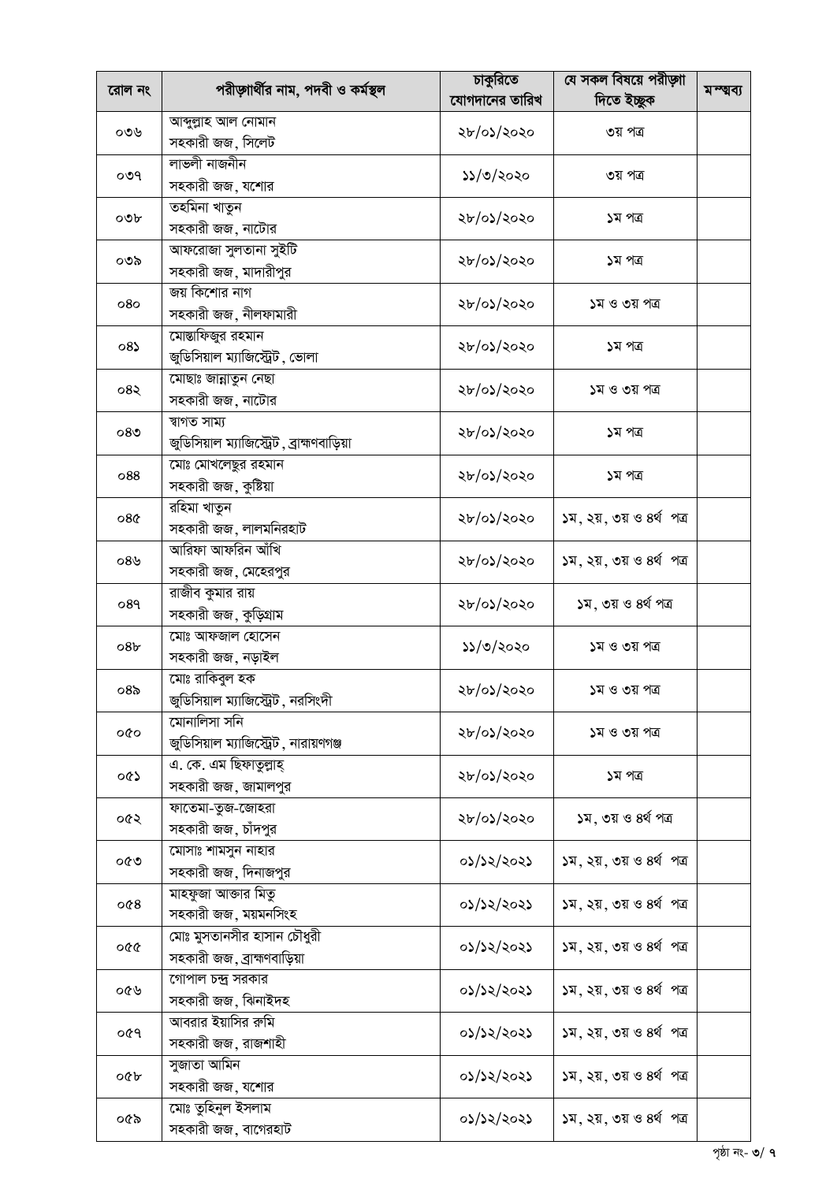| রোল নং | পরীক্ষার্থীর নাম, পদবী ও কর্মস্থল | চাকুরিতে যোগদানের তারিখ | যে সকল বিষয়ে পরীক্ষা দিতে ইচ্ছুক | মন্তব্য |
|---|---|---|---|---|
| ০৩৬ | আব্দুল্লাহ আল নোমান<br>সহকারী জজ, সিলেট | ২৮/০১/২০২০ | ৩য় পত্র | |
| ০৩৭ | লাভলী নাজনীন<br>সহকারী জজ, যশোর | ১১/৩/২০২০ | ৩য় পত্র | |
| ০৩৮ | তহমিনা খাতুন<br>সহকারী জজ, নাটোর | ২৮/০১/২০২০ | ১ম পত্র | |
| ০৩৯ | আফরোজা সুলতানা সুইটি<br>সহকারী জজ, মাদারীপুর | ২৮/০১/২০২০ | ১ম পত্র | |
| ০৪০ | জয় কিশোর নাগ<br>সহকারী জজ, নীলফামারী | ২৮/০১/২০২০ | ১ম ও ৩য় পত্র | |
| ০৪১ | মোস্তাফিজুর রহমান<br>জুডিসিয়াল ম্যাজিস্ট্রেট, ভোলা | ২৮/০১/২০২০ | ১ম পত্র | |
| ০৪২ | মোছাঃ জান্নাতুন নেছা<br>সহকারী জজ, নাটোর | ২৮/০১/২০২০ | ১ম ও ৩য় পত্র | |
| ০৪৩ | স্বাগত সাম্য<br>জুডিসিয়াল ম্যাজিস্ট্রেট, ব্রাহ্মণবাড়িয়া | ২৮/০১/২০২০ | ১ম পত্র | |
| ০৪৪ | মোঃ মোখলেছুর রহমান<br>সহকারী জজ, কুষ্টিয়া | ২৮/০১/২০২০ | ১ম পত্র | |
| ০৪৫ | রহিমা খাতুন<br>সহকারী জজ, লালমনিরহাট | ২৮/০১/২০২০ | ১ম, ২য়, ৩য় ও ৪র্থ পত্র | |
| ০৪৬ | আরিফা আফরিন আঁখি<br>সহকারী জজ, মেহেরপুর | ২৮/০১/২০২০ | ১ম, ২য়, ৩য় ও ৪র্থ পত্র | |
| ০৪৭ | রাজীব কুমার রায়<br>সহকারী জজ, কুড়িগ্রাম | ২৮/০১/২০২০ | ১ম, ৩য় ও ৪র্থ পত্র | |
| ০৪৮ | মোঃ আফজাল হোসেন<br>সহকারী জজ, নড়াইল | ১১/৩/২০২০ | ১ম ও ৩য় পত্র | |
| ০৪৯ | মোঃ রাকিবুল হক<br>জুডিসিয়াল ম্যাজিস্ট্রেট, নরসিংদী | ২৮/০১/২০২০ | ১ম ও ৩য় পত্র | |
| ০৫০ | মোনালিসা সনি<br>জুডিসিয়াল ম্যাজিস্ট্রেট, নারায়ণগঞ্জ | ২৮/০১/২০২০ | ১ম ও ৩য় পত্র | |
| ০৫১ | এ. কে. এম ছিফাতুল্লাহ্<br>সহকারী জজ, জামালপুর | ২৮/০১/২০২০ | ১ম পত্র | |
| ০৫২ | ফাতেমা-তুজ-জোহরা<br>সহকারী জজ, চাঁদপুর | ২৮/০১/২০২০ | ১ম, ৩য় ও ৪র্থ পত্র | |
| ০৫৩ | মোসাঃ শামসুন নাহার<br>সহকারী জজ, দিনাজপুর | ০১/১২/২০২১ | ১ম, ২য়, ৩য় ও ৪র্থ পত্র | |
| ০৫৪ | মাহফুজা আক্তার মিতু<br>সহকারী জজ, ময়মনসিংহ | ০১/১২/২০২১ | ১ম, ২য়, ৩য় ও ৪র্থ পত্র | |
| ০৫৫ | মোঃ মুসতানসীর হাসান চৌধুরী<br>সহকারী জজ, ব্রাহ্মণবাড়িয়া | ০১/১২/২০২১ | ১ম, ২য়, ৩য় ও ৪র্থ পত্র | |
| ০৫৬ | গোপাল চন্দ্র সরকার<br>সহকারী জজ, ঝিনাইদহ | ০১/১২/২০২১ | ১ম, ২য়, ৩য় ও ৪র্থ পত্র | |
| ০৫৭ | আবরার ইয়াসির রুমি<br>সহকারী জজ, রাজশাহী | ০১/১২/২০২১ | ১ম, ২য়, ৩য় ও ৪র্থ পত্র | |
| ০৫৮ | সুজাতা আমিন<br>সহকারী জজ, যশোর | ০১/১২/২০২১ | ১ম, ২য়, ৩য় ও ৪র্থ পত্র | |
| ০৫৯ | মোঃ তুহিনুল ইসলাম<br>সহকারী জজ, বাগেরহাট | ০১/১২/২০২১ | ১ম, ২য়, ৩য় ও ৪র্থ পত্র | |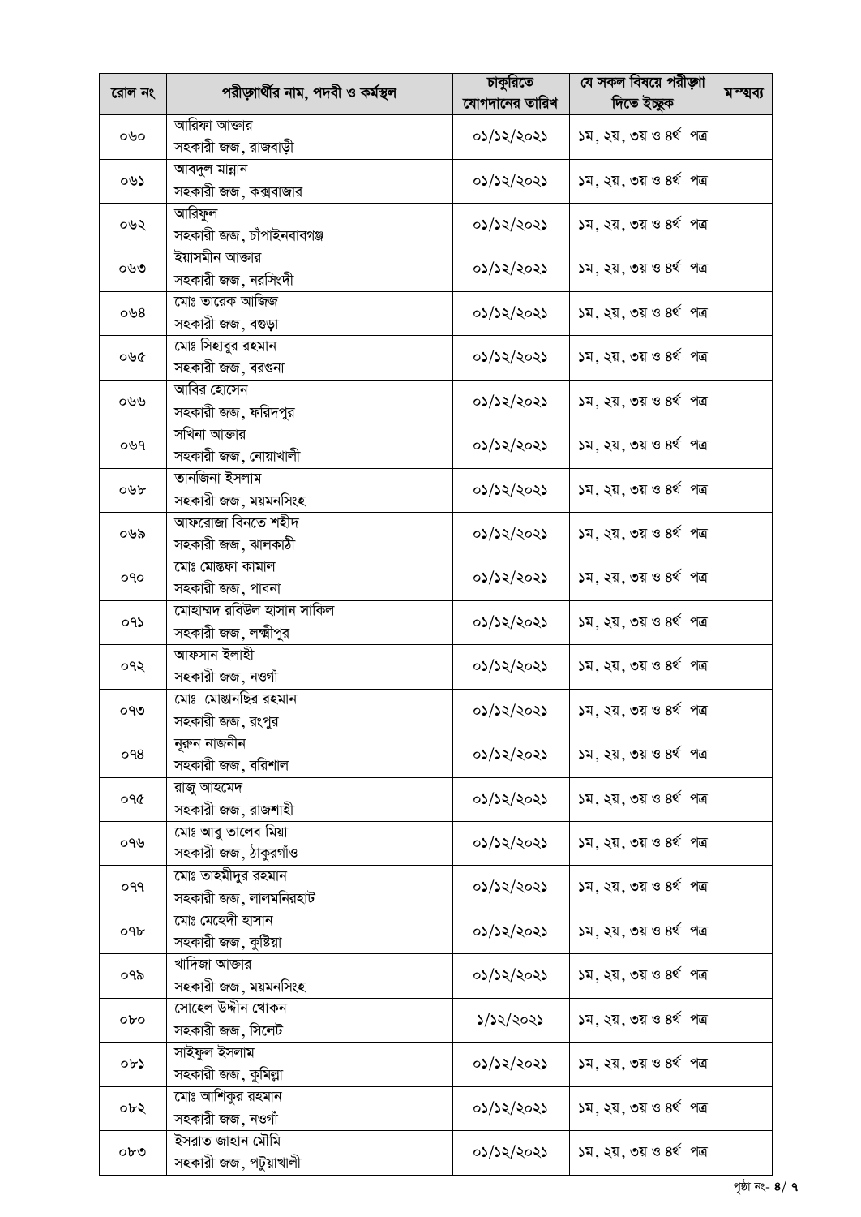| রোল নং | পরীক্ষার্থীর নাম, পদবী ও কর্মস্থল | চাকুরিতে যোগদানের তারিখ | যে সকল বিষয়ে পরীক্ষা দিতে ইচ্ছুক | মন্তব্য |
|---|---|---|---|---|
| ০৬০ | আরিফা আক্তার<br>সহকারী জজ, রাজবাড়ী | ০১/১২/২০২১ | ১ম, ২য়, ৩য় ও ৪র্থ পত্র | |
| ০৬১ | আবদুল মান্নান<br>সহকারী জজ, কক্সবাজার | ০১/১২/২০২১ | ১ম, ২য়, ৩য় ও ৪র্থ পত্র | |
| ০৬২ | আরিফুল<br>সহকারী জজ, চাঁপাইনবাবগঞ্জ | ০১/১২/২০২১ | ১ম, ২য়, ৩য় ও ৪র্থ পত্র | |
| ০৬৩ | ইয়াসমীন আক্তার<br>সহকারী জজ, নরসিংদী | ০১/১২/২০২১ | ১ম, ২য়, ৩য় ও ৪র্থ পত্র | |
| ০৬৪ | মোঃ তারেক আজিজ<br>সহকারী জজ, বগুড়া | ০১/১২/২০২১ | ১ম, ২য়, ৩য় ও ৪র্থ পত্র | |
| ০৬৫ | মোঃ সিহাবুর রহমান<br>সহকারী জজ, বরগুনা | ০১/১২/২০২১ | ১ম, ২য়, ৩য় ও ৪র্থ পত্র | |
| ০৬৬ | আবির হোসেন<br>সহকারী জজ, ফরিদপুর | ০১/১২/২০২১ | ১ম, ২য়, ৩য় ও ৪র্থ পত্র | |
| ০৬৭ | সখিনা আক্তার<br>সহকারী জজ, নোয়াখালী | ০১/১২/২০২১ | ১ম, ২য়, ৩য় ও ৪র্থ পত্র | |
| ০৬৮ | তানজিনা ইসলাম<br>সহকারী জজ, ময়মনসিংহ | ০১/১২/২০২১ | ১ম, ২য়, ৩য় ও ৪র্থ পত্র | |
| ০৬৯ | আফরোজা বিনতে শহীদ<br>সহকারী জজ, ঝালকাঠী | ০১/১২/২০২১ | ১ম, ২য়, ৩য় ও ৪র্থ পত্র | |
| ০৭০ | মোঃ মোস্তফা কামাল<br>সহকারী জজ, পাবনা | ০১/১২/২০২১ | ১ম, ২য়, ৩য় ও ৪র্থ পত্র | |
| ০৭১ | মোহাম্মদ রবিউল হাসান সাকিল<br>সহকারী জজ, লক্ষীপুর | ০১/১২/২০২১ | ১ম, ২য়, ৩য় ও ৪র্থ পত্র | |
| ০৭২ | আফসান ইলাহী<br>সহকারী জজ, নওগাঁ | ০১/১২/২০২১ | ১ম, ২য়, ৩য় ও ৪র্থ পত্র | |
| ০৭৩ | মোঃ মোস্তানছির রহমান<br>সহকারী জজ, রংপুর | ০১/১২/২০২১ | ১ম, ২য়, ৩য় ও ৪র্থ পত্র | |
| ০৭৪ | নূরুন নাজনীন<br>সহকারী জজ, বরিশাল | ০১/১২/২০২১ | ১ম, ২য়, ৩য় ও ৪র্থ পত্র | |
| ০৭৫ | রাজু আহমেদ<br>সহকারী জজ, রাজশাহী | ০১/১২/২০২১ | ১ম, ২য়, ৩য় ও ৪র্থ পত্র | |
| ০৭৬ | মোঃ আবু তালেব মিয়া<br>সহকারী জজ, ঠাকুরগাঁও | ০১/১২/২০২১ | ১ম, ২য়, ৩য় ও ৪র্থ পত্র | |
| ০৭৭ | মোঃ তাহমীদুর রহমান<br>সহকারী জজ, লালমনিরহাট | ০১/১২/২০২১ | ১ম, ২য়, ৩য় ও ৪র্থ পত্র | |
| ০৭৮ | মোঃ মেহেদী হাসান<br>সহকারী জজ, কুষ্টিয়া | ০১/১২/২০২১ | ১ম, ২য়, ৩য় ও ৪র্থ পত্র | |
| ০৭৯ | খাদিজা আক্তার<br>সহকারী জজ, ময়মনসিংহ | ০১/১২/২০২১ | ১ম, ২য়, ৩য় ও ৪র্থ পত্র | |
| ০৮০ | সোহেল উদ্দীন খোকন<br>সহকারী জজ, সিলেট | ১/১২/২০২১ | ১ম, ২য়, ৩য় ও ৪র্থ পত্র | |
| ০৮১ | সাইফুল ইসলাম<br>সহকারী জজ, কুমিল্লা | ০১/১২/২০২১ | ১ম, ২য়, ৩য় ও ৪র্থ পত্র | |
| ০৮২ | মোঃ আশিকুর রহমান<br>সহকারী জজ, নওগাঁ | ০১/১২/২০২১ | ১ম, ২য়, ৩য় ও ৪র্থ পত্র | |
| ০৮৩ | ইসরাত জাহান মৌমি<br>সহকারী জজ, পটুয়াখালী | ০১/১২/২০২১ | ১ম, ২য়, ৩য় ও ৪র্থ পত্র | |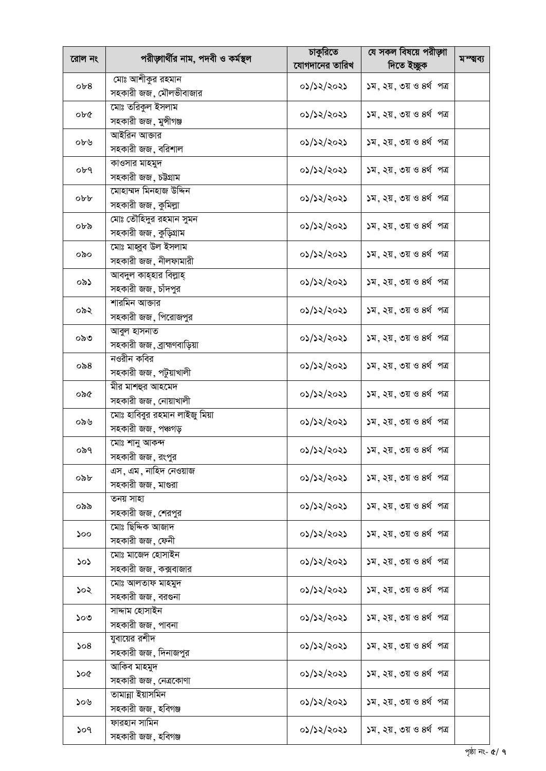| রোল নং | পরীক্ষার্থীর নাম, পদবী ও কর্মস্থল | চাকুরিতে যোগদানের তারিখ | যে সকল বিষয়ে পরীক্ষা দিতে ইচ্ছুক | মন্তব্য |
|---|---|---|---|---|
| ০৮৪ | মোঃ আশীকুর রহমান<br>সহকারী জজ, মৌলভীবাজার | ০১/১২/২০২১ | ১ম, ২য়, ৩য় ও ৪র্থ পত্র | |
| ০৮৫ | মোঃ তরিকুল ইসলাম<br>সহকারী জজ, মুন্সীগঞ্জ | ০১/১২/২০২১ | ১ম, ২য়, ৩য় ও ৪র্থ পত্র | |
| ০৮৬ | আইরিন আক্তার<br>সহকারী জজ, বরিশাল | ০১/১২/২০২১ | ১ম, ২য়, ৩য় ও ৪র্থ পত্র | |
| ০৮৭ | কাওসার মাহমুদ<br>সহকারী জজ, চট্টগ্রাম | ০১/১২/২০২১ | ১ম, ২য়, ৩য় ও ৪র্থ পত্র | |
| ০৮৮ | মোহাম্মদ মিনহাজ উদ্দিন<br>সহকারী জজ, কুমিল্লা | ০১/১২/২০২১ | ১ম, ২য়, ৩য় ও ৪র্থ পত্র | |
| ০৮৯ | মোঃ তৌহিদুর রহমান সুমন<br>সহকারী জজ, কুড়িগ্রাম | ০১/১২/২০২১ | ১ম, ২য়, ৩য় ও ৪র্থ পত্র | |
| ০৯০ | মোঃ মাহবুব উল ইসলাম<br>সহকারী জজ, নীলফামারী | ০১/১২/২০২১ | ১ম, ২য়, ৩য় ও ৪র্থ পত্র | |
| ০৯১ | আবদুল কাহহার বিল্লাহ্<br>সহকারী জজ, চাঁদপুর | ০১/১২/২০২১ | ১ম, ২য়, ৩য় ও ৪র্থ পত্র | |
| ০৯২ | শারমিন আক্তার<br>সহকারী জজ, পিরোজপুর | ০১/১২/২০২১ | ১ম, ২য়, ৩য় ও ৪র্থ পত্র | |
| ০৯৩ | আবুল হাসনাত<br>সহকারী জজ, ব্রাহ্মণবাড়িয়া | ০১/১২/২০২১ | ১ম, ২য়, ৩য় ও ৪র্থ পত্র | |
| ০৯৪ | নওরীন কবির<br>সহকারী জজ, পটুয়াখালী | ০১/১২/২০২১ | ১ম, ২য়, ৩য় ও ৪র্থ পত্র | |
| ০৯৫ | মীর মাশহুর আহমেদ<br>সহকারী জজ, নোয়াখালী | ০১/১২/২০২১ | ১ম, ২য়, ৩য় ও ৪র্থ পত্র | |
| ০৯৬ | মোঃ হাবিবুর রহমান লাইজু মিয়া<br>সহকারী জজ, পঞ্চগড় | ০১/১২/২০২১ | ১ম, ২য়, ৩য় ও ৪র্থ পত্র | |
| ০৯৭ | মোঃ শানু আকন্দ<br>সহকারী জজ, রংপুর | ০১/১২/২০২১ | ১ম, ২য়, ৩য় ও ৪র্থ পত্র | |
| ০৯৮ | এস, এম, নাহিদ নেওয়াজ<br>সহকারী জজ, মাগুরা | ০১/১২/২০২১ | ১ম, ২য়, ৩য় ও ৪র্থ পত্র | |
| ০৯৯ | তনয় সাহা<br>সহকারী জজ, শেরপুর | ০১/১২/২০২১ | ১ম, ২য়, ৩য় ও ৪র্থ পত্র | |
| ১০০ | মোঃ ছিদ্দিক আজাদ<br>সহকারী জজ, ফেনী | ০১/১২/২০২১ | ১ম, ২য়, ৩য় ও ৪র্থ পত্র | |
| ১০১ | মোঃ মাজেদ হোসাইন<br>সহকারী জজ, কক্সবাজার | ০১/১২/২০২১ | ১ম, ২য়, ৩য় ও ৪র্থ পত্র | |
| ১০২ | মোঃ আলতাফ মাহমুদ<br>সহকারী জজ, বরগুনা | ০১/১২/২০২১ | ১ম, ২য়, ৩য় ও ৪র্থ পত্র | |
| ১০৩ | সাদ্দাম হোসাইন<br>সহকারী জজ, পাবনা | ০১/১২/২০২১ | ১ম, ২য়, ৩য় ও ৪র্থ পত্র | |
| ১০৪ | যুবায়ের রশীদ<br>সহকারী জজ, দিনাজপুর | ০১/১২/২০২১ | ১ম, ২য়, ৩য় ও ৪র্থ পত্র | |
| ১০৫ | আকিব মাহমুদ<br>সহকারী জজ, নেত্রকোণা | ০১/১২/২০২১ | ১ম, ২য়, ৩য় ও ৪র্থ পত্র | |
| ১০৬ | তামান্না ইয়াসমিন<br>সহকারী জজ, হবিগঞ্জ | ০১/১২/২০২১ | ১ম, ২য়, ৩য় ও ৪র্থ পত্র | |
| ১০৭ | ফারহান সামিন<br>সহকারী জজ, হবিগঞ্জ | ০১/১২/২০২১ | ১ম, ২য়, ৩য় ও ৪র্থ পত্র | |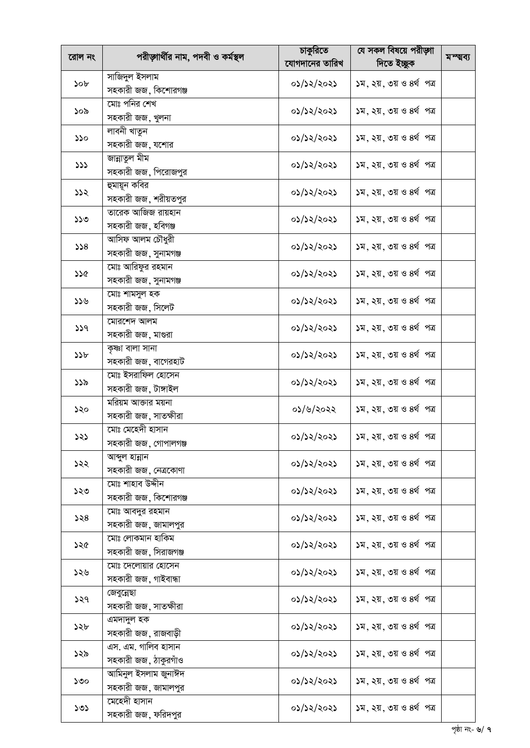| রোল নং | পরীক্ষার্থীর নাম, পদবী ও কর্মস্থল | চাকুরিতে যোগদানের তারিখ | যে সকল বিষয়ে পরীক্ষা দিতে ইচ্ছুক | মন্তব্য |
|---|---|---|---|---|
| ১০৮ | সাজিদুল ইসলাম<br>সহকারী জজ, কিশোরগঞ্জ | ০১/১২/২০২১ | ১ম, ২য়, ৩য় ও ৪র্থ পত্র | |
| ১০৯ | মোঃ পনির শেখ<br>সহকারী জজ, খুলনা | ০১/১২/২০২১ | ১ম, ২য়, ৩য় ও ৪র্থ পত্র | |
| ১১০ | লাবনী খাতুন<br>সহকারী জজ, যশোর | ০১/১২/২০২১ | ১ম, ২য়, ৩য় ও ৪র্থ পত্র | |
| ১১১ | জান্নাতুল মীম<br>সহকারী জজ, পিরোজপুর | ০১/১২/২০২১ | ১ম, ২য়, ৩য় ও ৪র্থ পত্র | |
| ১১২ | হুমায়ূন কবির<br>সহকারী জজ, শরীয়তপুর | ০১/১২/২০২১ | ১ম, ২য়, ৩য় ও ৪র্থ পত্র | |
| ১১৩ | তারেক আজিজ রায়হান<br>সহকারী জজ, হবিগঞ্জ | ০১/১২/২০২১ | ১ম, ২য়, ৩য় ও ৪র্থ পত্র | |
| ১১৪ | আসিফ আলম চৌধুরী<br>সহকারী জজ, সুনামগঞ্জ | ০১/১২/২০২১ | ১ম, ২য়, ৩য় ও ৪র্থ পত্র | |
| ১১৫ | মোঃ আরিফুর রহমান<br>সহকারী জজ, সুনামগঞ্জ | ০১/১২/২০২১ | ১ম, ২য়, ৩য় ও ৪র্থ পত্র | |
| ১১৬ | মোঃ শামসুল হক<br>সহকারী জজ, সিলেট | ০১/১২/২০২১ | ১ম, ২য়, ৩য় ও ৪র্থ পত্র | |
| ১১৭ | মোরশেদ আলম<br>সহকারী জজ, মাগুরা | ০১/১২/২০২১ | ১ম, ২য়, ৩য় ও ৪র্থ পত্র | |
| ১১৮ | কৃষ্ণা বালা সানা<br>সহকারী জজ, বাগেরহাট | ০১/১২/২০২১ | ১ম, ২য়, ৩য় ও ৪র্থ পত্র | |
| ১১৯ | মোঃ ইসরাফিল হোসেন<br>সহকারী জজ, টাঙ্গাইল | ০১/১২/২০২১ | ১ম, ২য়, ৩য় ও ৪র্থ পত্র | |
| ১২০ | মরিয়ম আক্তার ময়না<br>সহকারী জজ, সাতক্ষীরা | ০১/৬/২০২২ | ১ম, ২য়, ৩য় ও ৪র্থ পত্র | |
| ১২১ | মোঃ মেহেদী হাসান<br>সহকারী জজ, গোপালগঞ্জ | ০১/১২/২০২১ | ১ম, ২য়, ৩য় ও ৪র্থ পত্র | |
| ১২২ | আব্দুল হান্নান<br>সহকারী জজ, নেত্রকোণা | ০১/১২/২০২১ | ১ম, ২য়, ৩য় ও ৪র্থ পত্র | |
| ১২৩ | মোঃ শাহাব উদ্দীন<br>সহকারী জজ, কিশোরগঞ্জ | ০১/১২/২০২১ | ১ম, ২য়, ৩য় ও ৪র্থ পত্র | |
| ১২৪ | মোঃ আবদুর রহমান<br>সহকারী জজ, জামালপুর | ০১/১২/২০২১ | ১ম, ২য়, ৩য় ও ৪র্থ পত্র | |
| ১২৫ | মোঃ লোকমান হাকিম<br>সহকারী জজ, সিরাজগঞ্জ | ০১/১২/২০২১ | ১ম, ২য়, ৩য় ও ৪র্থ পত্র | |
| ১২৬ | মোঃ দেলোয়ার হোসেন<br>সহকারী জজ, গাইবান্ধা | ০১/১২/২০২১ | ১ম, ২য়, ৩য় ও ৪র্থ পত্র | |
| ১২৭ | জেবুন্নেছা<br>সহকারী জজ, সাতক্ষীরা | ০১/১২/২০২১ | ১ম, ২য়, ৩য় ও ৪র্থ পত্র | |
| ১২৮ | এমদাদুল হক<br>সহকারী জজ, রাজবাড়ী | ০১/১২/২০২১ | ১ম, ২য়, ৩য় ও ৪র্থ পত্র | |
| ১২৯ | এস. এম. গালিব হাসান<br>সহকারী জজ, ঠাকুরগাঁও | ০১/১২/২০২১ | ১ম, ২য়, ৩য় ও ৪র্থ পত্র | |
| ১৩০ | আমিনুল ইসলাম জুনাঈদ<br>সহকারী জজ, জামালপুর | ০১/১২/২০২১ | ১ম, ২য়, ৩য় ও ৪র্থ পত্র | |
| ১৩১ | মেহেদী হাসান<br>সহকারী জজ, ফরিদপুর | ০১/১২/২০২১ | ১ম, ২য়, ৩য় ও ৪র্থ পত্র | |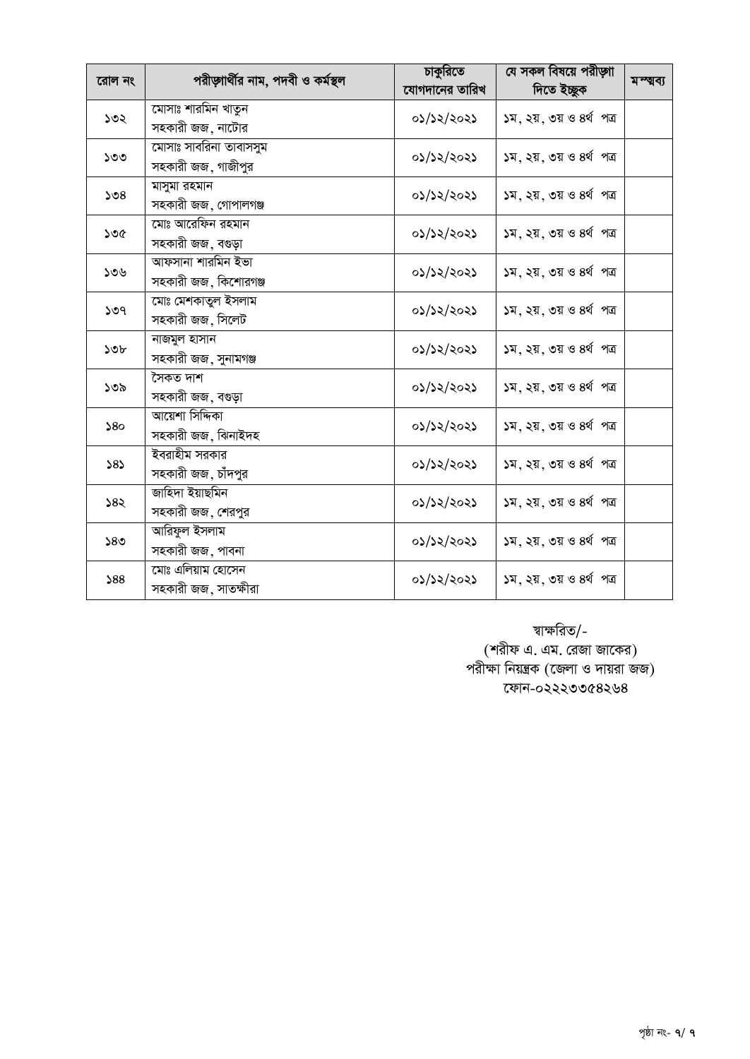| রোল নং | পরীক্ষার্থীর নাম, পদবী ও কর্মস্থল | চাকুরিতে যোগদানের তারিখ | যে সকল বিষয়ে পরীক্ষা দিতে ইচ্ছুক | মন্তব্য |
|---|---|---|---|---|
| ১৩২ | মোসাঃ শারমিন খাতুন<br>সহকারী জজ, নাটোর | ০১/১২/২০২১ | ১ম, ২য়, ৩য় ও ৪র্থ পত্র | |
| ১৩৩ | মোসাঃ সাবরিনা তাবাসসুম<br>সহকারী জজ, গাজীপুর | ০১/১২/২০২১ | ১ম, ২য়, ৩য় ও ৪র্থ পত্র | |
| ১৩৪ | মাসুমা রহমান<br>সহকারী জজ, গোপালগঞ্জ | ০১/১২/২০২১ | ১ম, ২য়, ৩য় ও ৪র্থ পত্র | |
| ১৩৫ | মোঃ আরেফিন রহমান<br>সহকারী জজ, বগুড়া | ০১/১২/২০২১ | ১ম, ২য়, ৩য় ও ৪র্থ পত্র | |
| ১৩৬ | আফসানা শারমিন ইভা<br>সহকারী জজ, কিশোরগঞ্জ | ০১/১২/২০২১ | ১ম, ২য়, ৩য় ও ৪র্থ পত্র | |
| ১৩৭ | মোঃ মেশকাতুল ইসলাম<br>সহকারী জজ, সিলেট | ০১/১২/২০২১ | ১ম, ২য়, ৩য় ও ৪র্থ পত্র | |
| ১৩৮ | নাজমুল হাসান<br>সহকারী জজ, সুনামগঞ্জ | ০১/১২/২০২১ | ১ম, ২য়, ৩য় ও ৪র্থ পত্র | |
| ১৩৯ | সৈকত দাশ<br>সহকারী জজ, বগুড়া | ০১/১২/২০২১ | ১ম, ২য়, ৩য় ও ৪র্থ পত্র | |
| ১৪০ | আয়েশা সিদ্দিকা<br>সহকারী জজ, ঝিনাইদহ | ০১/১২/২০২১ | ১ম, ২য়, ৩য় ও ৪র্থ পত্র | |
| ১৪১ | ইবরাহীম সরকার<br>সহকারী জজ, চাঁদপুর | ০১/১২/২০২১ | ১ম, ২য়, ৩য় ও ৪র্থ পত্র | |
| ১৪২ | জাহিদা ইয়াছমিন<br>সহকারী জজ, শেরপুর | ০১/১২/২০২১ | ১ম, ২য়, ৩য় ও ৪র্থ পত্র | |
| ১৪৩ | আরিফুল ইসলাম<br>সহকারী জজ, পাবনা | ০১/১২/২০২১ | ১ম, ২য়, ৩য় ও ৪র্থ পত্র | |
| ১৪৪ | মোঃ এলিয়াম হোসেন<br>সহকারী জজ, সাতক্ষীরা | ০১/১২/২০২১ | ১ম, ২য়, ৩য় ও ৪র্থ পত্র | |

স্বাক্ষরিত/-
(শরীফ এ. এম. রেজা জাকের)
পরীক্ষা নিয়ন্ত্রক (জেলা ও দায়রা জজ)
ফোন-০২২২৩৩৫৪২৬৪